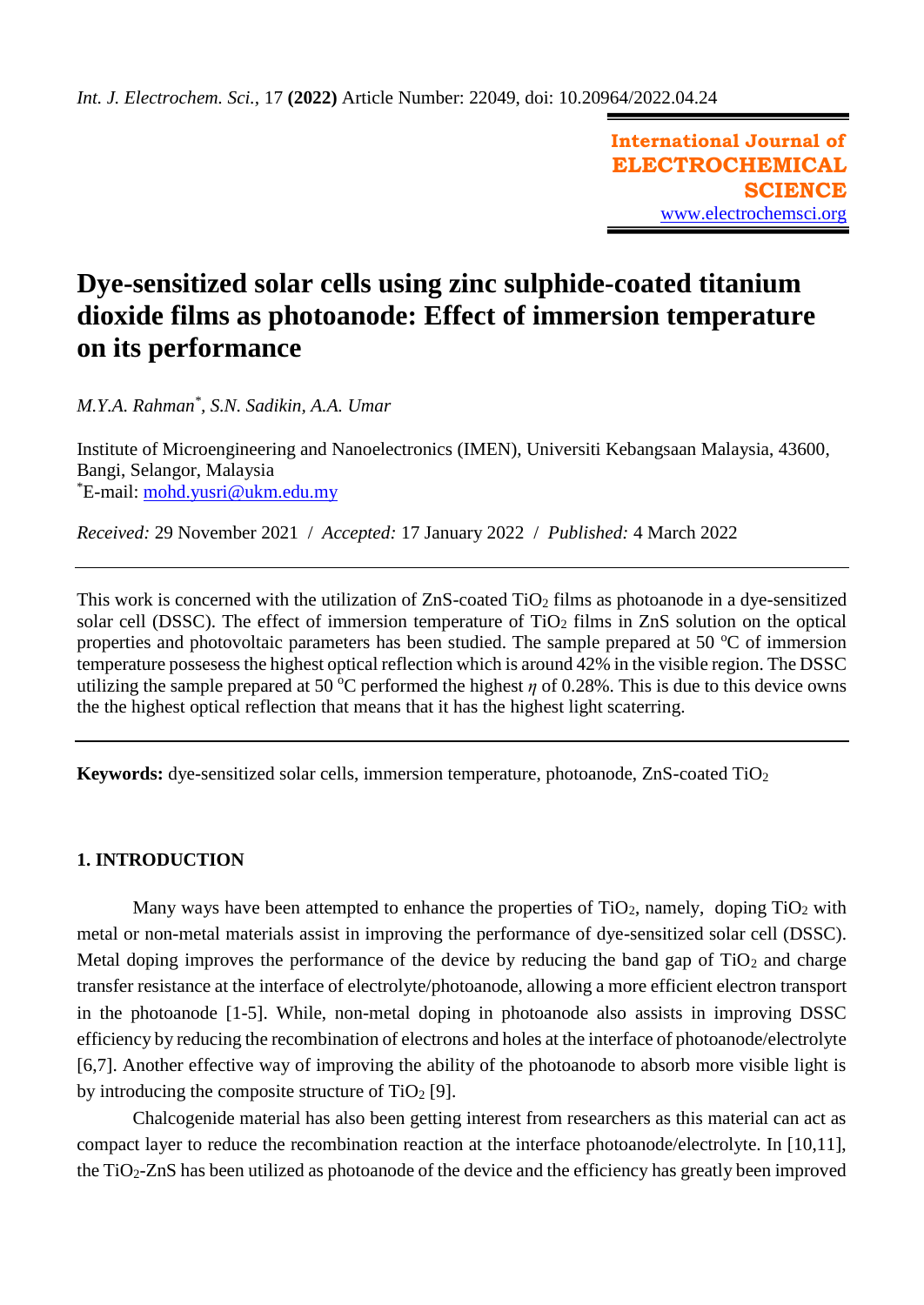*Int. J. Electrochem. Sci.*, 17 **(2022)** Article Number: 22049, doi: 10.20964/2022.04.24

**International Journal of ELECTROCHEMICAL SCIENCE**
www.electrochemsci.org

# Dye-sensitized solar cells using zinc sulphide-coated titanium dioxide films as photoanode: Effect of immersion temperature on its performance

*M.Y.A. Rahman*[*], *S.N. Sadikin, A.A. Umar*

Institute of Microengineering and Nanoelectronics (IMEN), Universiti Kebangsaan Malaysia, 43600, Bangi, Selangor, Malaysia
[*]E-mail: mohd.yusri@ukm.edu.my

*Received:* 29 November 2021 / *Accepted:* 17 January 2022 / *Published:* 4 March 2022

---

This work is concerned with the utilization of ZnS-coated $TiO_2$ films as photoanode in a dye-sensitized solar cell (DSSC). The effect of immersion temperature of $TiO_2$ films in ZnS solution on the optical properties and photovoltaic parameters has been studied. The sample prepared at 50 $^oC$ of immersion temperature possesess the highest optical reflection which is around 42% in the visible region. The DSSC utilizing the sample prepared at 50 $^oC$ performed the highest $\eta$ of 0.28%. This is due to this device owns the the highest optical reflection that means that it has the highest light scaterring.

---

**Keywords:** dye-sensitized solar cells, immersion temperature, photoanode, ZnS-coated $TiO_2$

## 1. INTRODUCTION

Many ways have been attempted to enhance the properties of $TiO_2$, namely, doping $TiO_2$ with metal or non-metal materials assist in improving the performance of dye-sensitized solar cell (DSSC). Metal doping improves the performance of the device by reducing the band gap of $TiO_2$ and charge transfer resistance at the interface of electrolyte/photoanode, allowing a more efficient electron transport in the photoanode [1-5]. While, non-metal doping in photoanode also assists in improving DSSC efficiency by reducing the recombination of electrons and holes at the interface of photoanode/electrolyte [6,7]. Another effective way of improving the ability of the photoanode to absorb more visible light is by introducing the composite structure of $TiO_2$ [9].

Chalcogenide material has also been getting interest from researchers as this material can act as compact layer to reduce the recombination reaction at the interface photoanode/electrolyte. In [10,11], the $TiO_2$-ZnS has been utilized as photoanode of the device and the efficiency has greatly been improved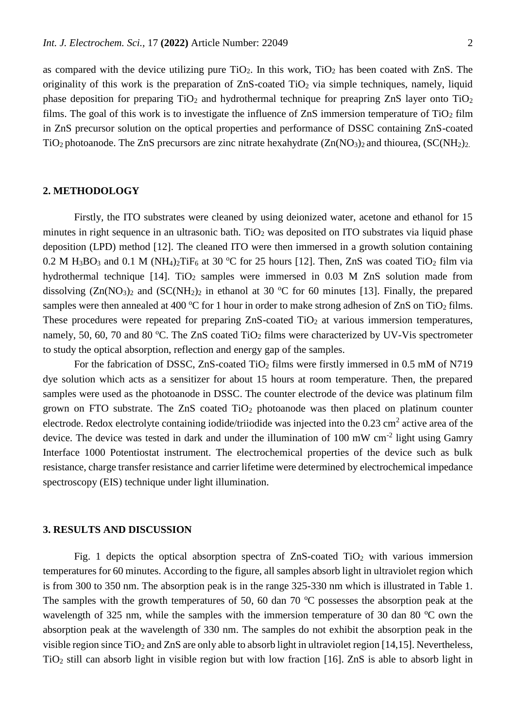as compared with the device utilizing pure $TiO_2$. In this work, $TiO_2$ has been coated with ZnS. The originality of this work is the preparation of ZnS-coated $TiO_2$ via simple techniques, namely, liquid phase deposition for preparing $TiO_2$ and hydrothermal technique for preapring ZnS layer onto $TiO_2$ films. The goal of this work is to investigate the influence of ZnS immersion temperature of $TiO_2$ film in ZnS precursor solution on the optical properties and performance of DSSC containing ZnS-coated $TiO_2$ photoanode. The ZnS precursors are zinc nitrate hexahydrate $(Zn(NO_3)_2$ and thiourea, $(SC(NH_2)_2$.

## 2. METHODOLOGY

Firstly, the ITO substrates were cleaned by using deionized water, acetone and ethanol for 15 minutes in right sequence in an ultrasonic bath. $TiO_2$ was deposited on ITO substrates via liquid phase deposition (LPD) method [12]. The cleaned ITO were then immersed in a growth solution containing 0.2 M $H_3BO_3$ and 0.1 M $(NH_4)_2TiF_6$ at 30 $^oC$ for 25 hours [12]. Then, ZnS was coated $TiO_2$ film via hydrothermal technique [14]. $TiO_2$ samples were immersed in 0.03 M ZnS solution made from dissolving $(Zn(NO_3)_2$ and $(SC(NH_2)_2$ in ethanol at 30 $^oC$ for 60 minutes [13]. Finally, the prepared samples were then annealed at 400 $^oC$ for 1 hour in order to make strong adhesion of ZnS on $TiO_2$ films. These procedures were repeated for preparing ZnS-coated $TiO_2$ at various immersion temperatures, namely, 50, 60, 70 and 80 $^oC$. The ZnS coated $TiO_2$ films were characterized by UV-Vis spectrometer to study the optical absorption, reflection and energy gap of the samples.

For the fabrication of DSSC, ZnS-coated $TiO_2$ films were firstly immersed in 0.5 mM of N719 dye solution which acts as a sensitizer for about 15 hours at room temperature. Then, the prepared samples were used as the photoanode in DSSC. The counter electrode of the device was platinum film grown on FTO substrate. The ZnS coated $TiO_2$ photoanode was then placed on platinum counter electrode. Redox electrolyte containing iodide/triiodide was injected into the 0.23 $cm^2$ active area of the device. The device was tested in dark and under the illumination of 100 mW $cm^{-2}$ light using Gamry Interface 1000 Potentiostat instrument. The electrochemical properties of the device such as bulk resistance, charge transfer resistance and carrier lifetime were determined by electrochemical impedance spectroscopy (EIS) technique under light illumination.

## 3. RESULTS AND DISCUSSION

Fig. 1 depicts the optical absorption spectra of ZnS-coated $TiO_2$ with various immersion temperatures for 60 minutes. According to the figure, all samples absorb light in ultraviolet region which is from 300 to 350 nm. The absorption peak is in the range 325-330 nm which is illustrated in Table 1. The samples with the growth temperatures of 50, 60 dan 70 $^oC$ possesses the absorption peak at the wavelength of 325 nm, while the samples with the immersion temperature of 30 dan 80 $^oC$ own the absorption peak at the wavelength of 330 nm. The samples do not exhibit the absorption peak in the visible region since $TiO_2$ and ZnS are only able to absorb light in ultraviolet region [14,15]. Nevertheless, $TiO_2$ still can absorb light in visible region but with low fraction [16]. ZnS is able to absorb light in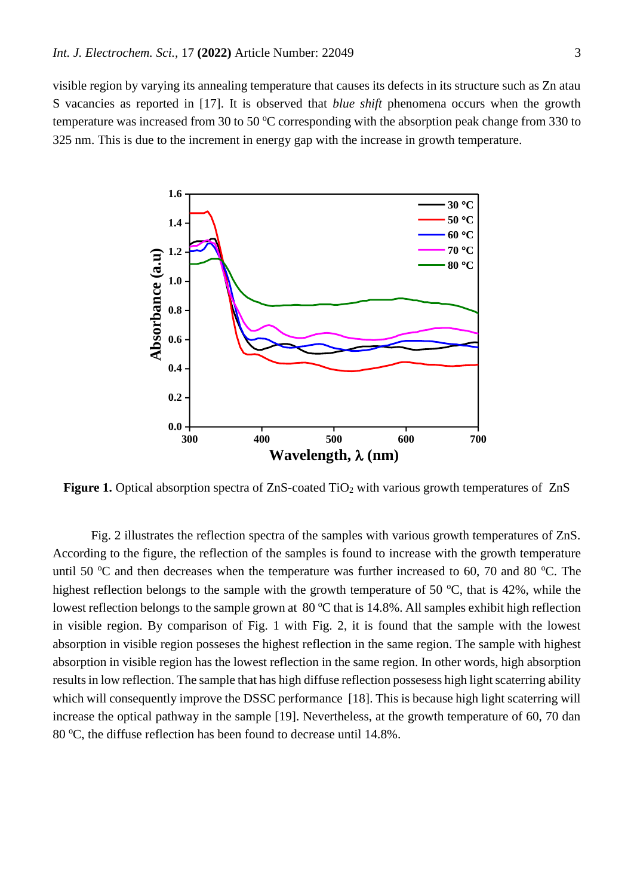visible region by varying its annealing temperature that causes its defects in its structure such as Zn atau S vacancies as reported in [17]. It is observed that *blue shift* phenomena occurs when the growth temperature was increased from 30 to 50 °C corresponding with the absorption peak change from 330 to 325 nm. This is due to the increment in energy gap with the increase in growth temperature.

**Figure 1.** Optical absorption spectra of ZnS-coated $TiO_2$ with various growth temperatures of ZnS

Fig. 2 illustrates the reflection spectra of the samples with various growth temperatures of ZnS. According to the figure, the reflection of the samples is found to increase with the growth temperature until 50 °C and then decreases when the temperature was further increased to 60, 70 and 80 °C. The highest reflection belongs to the sample with the growth temperature of 50 °C, that is 42%, while the lowest reflection belongs to the sample grown at 80 °C that is 14.8%. All samples exhibit high reflection in visible region. By comparison of Fig. 1 with Fig. 2, it is found that the sample with the lowest absorption in visible region posseses the highest reflection in the same region. The sample with highest absorption in visible region has the lowest reflection in the same region. In other words, high absorption results in low reflection. The sample that has high diffuse reflection possesess high light scaterring ability which will consequently improve the DSSC performance [18]. This is because high light scaterring will increase the optical pathway in the sample [19]. Nevertheless, at the growth temperature of 60, 70 dan 80 °C, the diffuse reflection has been found to decrease until 14.8%.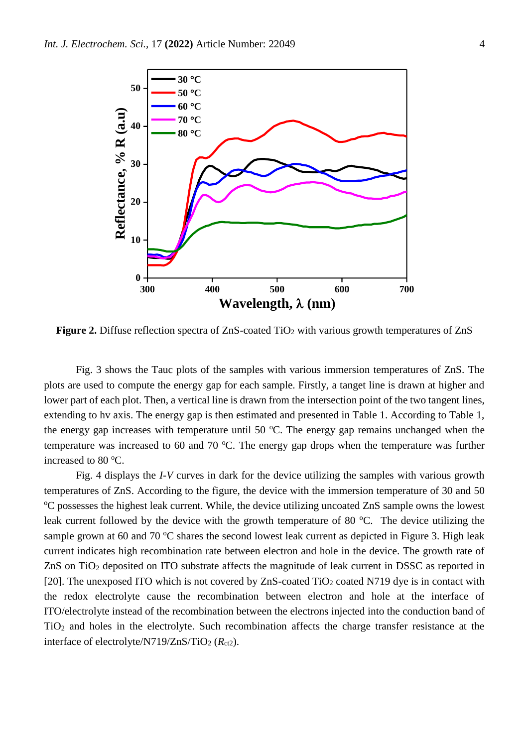**Figure 2.** Diffuse reflection spectra of ZnS-coated $TiO_2$ with various growth temperatures of ZnS

Fig. 3 shows the Tauc plots of the samples with various immersion temperatures of ZnS. The plots are used to compute the energy gap for each sample. Firstly, a tanget line is drawn at higher and lower part of each plot. Then, a vertical line is drawn from the intersection point of the two tangent lines, extending to hv axis. The energy gap is then estimated and presented in Table 1. According to Table 1, the energy gap increases with temperature until 50 °C. The energy gap remains unchanged when the temperature was increased to 60 and 70 °C. The energy gap drops when the temperature was further increased to 80 °C.

Fig. 4 displays the *I-V* curves in dark for the device utilizing the samples with various growth temperatures of ZnS. According to the figure, the device with the immersion temperature of 30 and 50 °C possesses the highest leak current. While, the device utilizing uncoated ZnS sample owns the lowest leak current followed by the device with the growth temperature of 80 °C. The device utilizing the sample grown at 60 and 70 °C shares the second lowest leak current as depicted in Figure 3. High leak current indicates high recombination rate between electron and hole in the device. The growth rate of ZnS on $TiO_2$ deposited on ITO substrate affects the magnitude of leak current in DSSC as reported in [20]. The unexposed ITO which is not covered by ZnS-coated $TiO_2$ coated N719 dye is in contact with the redox electrolyte cause the recombination between electron and hole at the interface of ITO/electrolyte instead of the recombination between the electrons injected into the conduction band of $TiO_2$ and holes in the electrolyte. Such recombination affects the charge transfer resistance at the interface of electrolyte/N719/ZnS/$TiO_2$ ($R_{ct2}$).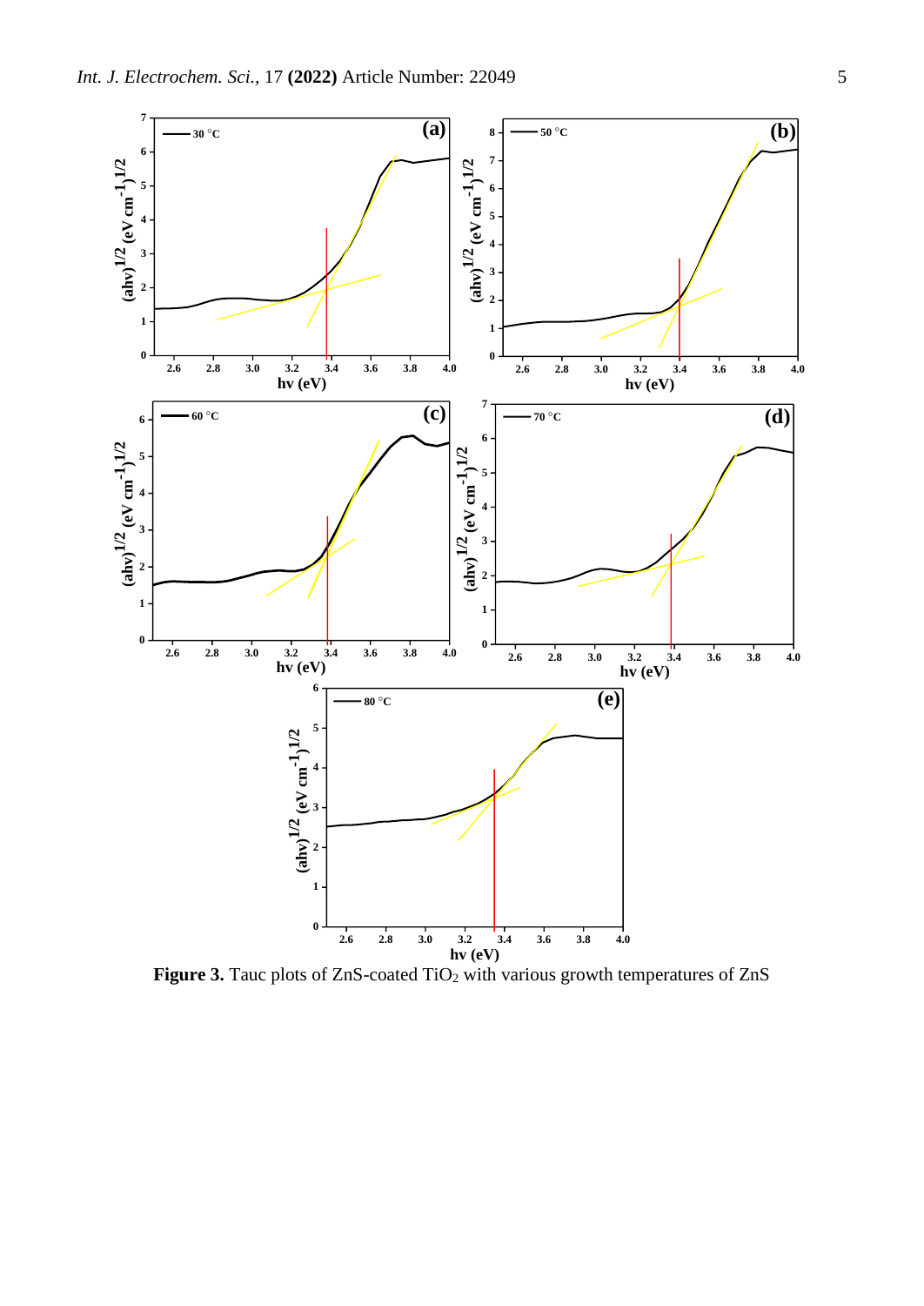**Figure 3.** Tauc plots of ZnS-coated $TiO_2$ with various growth temperatures of ZnS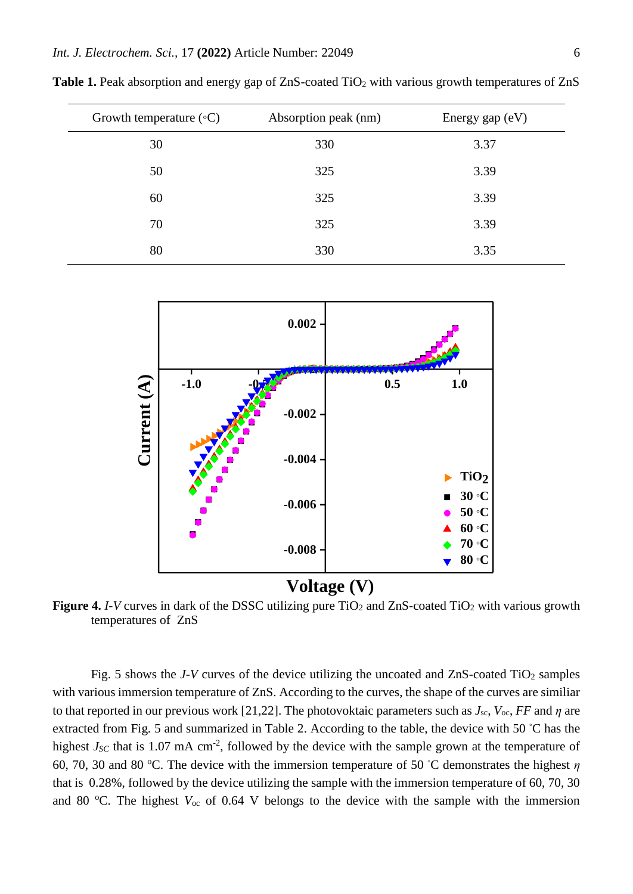**Table 1.** Peak absorption and energy gap of ZnS-coated $TiO_2$ with various growth temperatures of ZnS

| Growth temperature (◦C) | Absorption peak (nm) | Energy gap (eV) |
|---|---|---|
| 30 | 330 | 3.37 |
| 50 | 325 | 3.39 |
| 60 | 325 | 3.39 |
| 70 | 325 | 3.39 |
| 80 | 330 | 3.35 |

**Figure 4.** *I-V* curves in dark of the DSSC utilizing pure $TiO_2$ and ZnS-coated $TiO_2$ with various growth temperatures of ZnS

Fig. 5 shows the *J-V* curves of the device utilizing the uncoated and ZnS-coated $TiO_2$ samples with various immersion temperature of ZnS. According to the curves, the shape of the curves are similiar to that reported in our previous work [21,22]. The photovoktaic parameters such as $J_{sc}$, $V_{oc}$, *FF* and $\eta$ are extracted from Fig. 5 and summarized in Table 2. According to the table, the device with 50 ˚C has the highest $J_{SC}$ that is 1.07 mA cm$^{-2}$, followed by the device with the sample grown at the temperature of 60, 70, 30 and 80 $^oC$. The device with the immersion temperature of 50 ˚C demonstrates the highest $\eta$ that is 0.28%, followed by the device utilizing the sample with the immersion temperature of 60, 70, 30 and 80 $^oC$. The highest $V_{oc}$ of 0.64 V belongs to the device with the sample with the immersion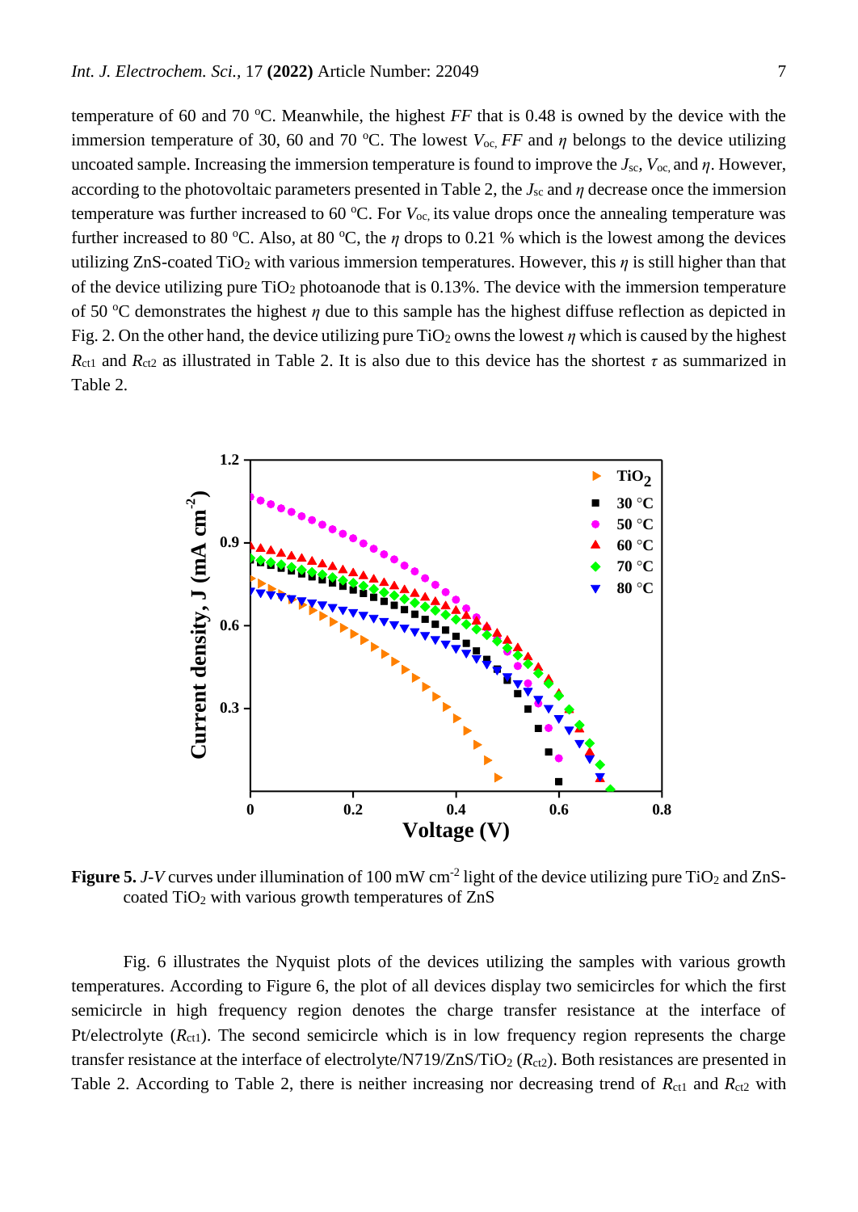temperature of 60 and 70 °C. Meanwhile, the highest *FF* that is 0.48 is owned by the device with the immersion temperature of 30, 60 and 70 °C. The lowest $V_{oc}$, *FF* and $\eta$ belongs to the device utilizing uncoated sample. Increasing the immersion temperature is found to improve the $J_{sc}$, $V_{oc}$, and $\eta$. However, according to the photovoltaic parameters presented in Table 2, the $J_{sc}$ and $\eta$ decrease once the immersion temperature was further increased to 60 °C. For $V_{oc}$, its value drops once the annealing temperature was further increased to 80 °C. Also, at 80 °C, the $\eta$ drops to 0.21 % which is the lowest among the devices utilizing ZnS-coated $TiO_2$ with various immersion temperatures. However, this $\eta$ is still higher than that of the device utilizing pure $TiO_2$ photoanode that is 0.13%. The device with the immersion temperature of 50 °C demonstrates the highest $\eta$ due to this sample has the highest diffuse reflection as depicted in Fig. 2. On the other hand, the device utilizing pure $TiO_2$ owns the lowest $\eta$ which is caused by the highest $R_{ct1}$ and $R_{ct2}$ as illustrated in Table 2. It is also due to this device has the shortest $\tau$ as summarized in Table 2.

**Figure 5.** *J-V* curves under illumination of 100 mW cm$^{-2}$ light of the device utilizing pure $TiO_2$ and ZnS-coated $TiO_2$ with various growth temperatures of ZnS

Fig. 6 illustrates the Nyquist plots of the devices utilizing the samples with various growth temperatures. According to Figure 6, the plot of all devices display two semicircles for which the first semicircle in high frequency region denotes the charge transfer resistance at the interface of Pt/electrolyte ($R_{ct1}$). The second semicircle which is in low frequency region represents the charge transfer resistance at the interface of electrolyte/N719/ZnS/$TiO_2$ ($R_{ct2}$). Both resistances are presented in Table 2. According to Table 2, there is neither increasing nor decreasing trend of $R_{ct1}$ and $R_{ct2}$ with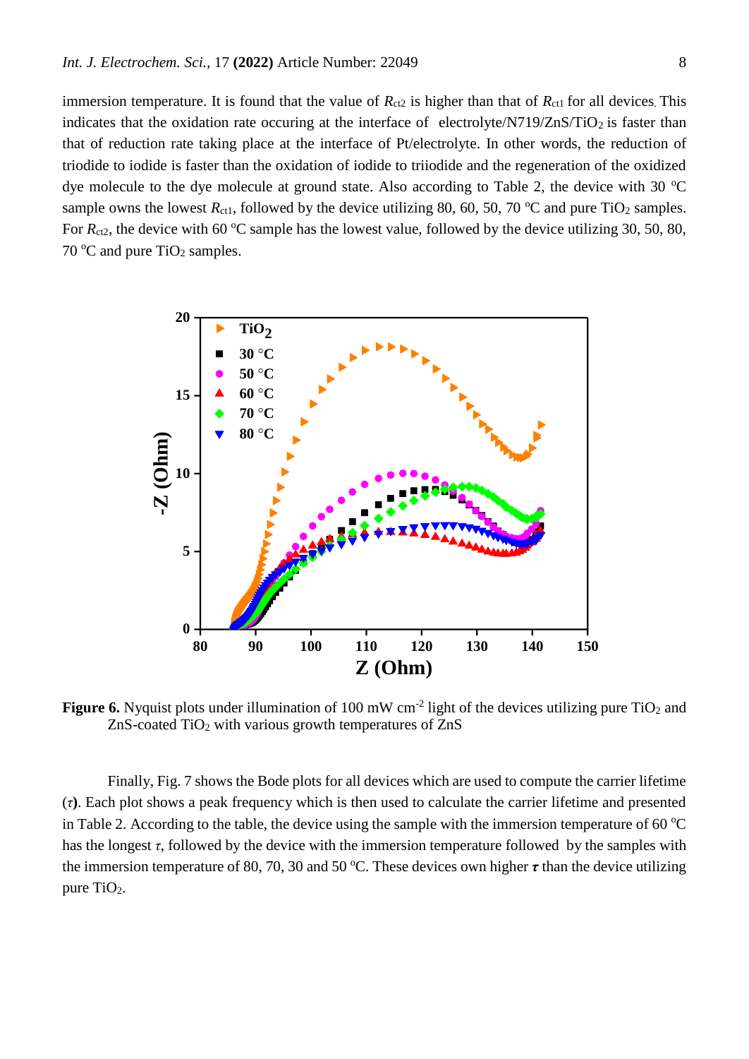immersion temperature. It is found that the value of $R_{ct2}$ is higher than that of $R_{ct1}$ for all devices. This indicates that the oxidation rate occuring at the interface of electrolyte/N719/ZnS/$TiO_2$ is faster than that of reduction rate taking place at the interface of Pt/electrolyte. In other words, the reduction of triodide to iodide is faster than the oxidation of iodide to triiodide and the regeneration of the oxidized dye molecule to the dye molecule at ground state. Also according to Table 2, the device with 30 °C sample owns the lowest $R_{ct1}$, followed by the device utilizing 80, 60, 50, 70 °C and pure $TiO_2$ samples. For $R_{ct2}$, the device with 60 °C sample has the lowest value, followed by the device utilizing 30, 50, 80, 70 °C and pure $TiO_2$ samples.

**Figure 6.** Nyquist plots under illumination of 100 mW cm$^{-2}$ light of the devices utilizing pure $TiO_2$ and ZnS-coated $TiO_2$ with various growth temperatures of ZnS

Finally, Fig. 7 shows the Bode plots for all devices which are used to compute the carrier lifetime ($\tau$). Each plot shows a peak frequency which is then used to calculate the carrier lifetime and presented in Table 2. According to the table, the device using the sample with the immersion temperature of 60 °C has the longest $\tau$, followed by the device with the immersion temperature followed by the samples with the immersion temperature of 80, 70, 30 and 50 °C. These devices own higher $\tau$ than the device utilizing pure $TiO_2$.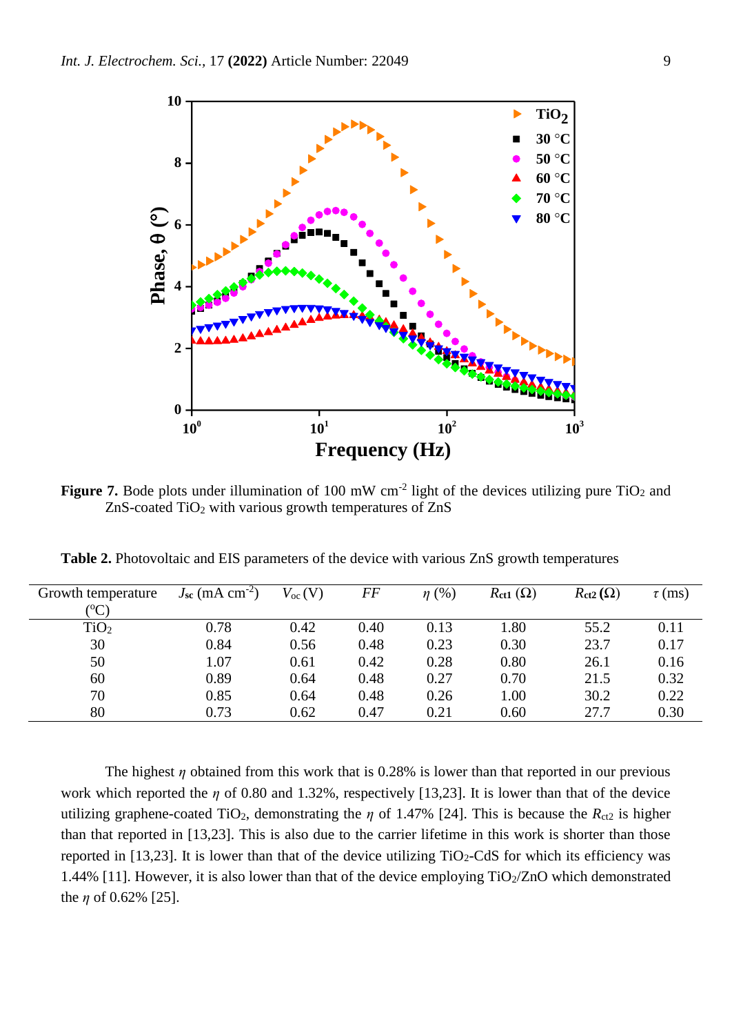**Figure 7.** Bode plots under illumination of 100 mW cm$^{-2}$ light of the devices utilizing pure $TiO_2$ and ZnS-coated $TiO_2$ with various growth temperatures of ZnS

**Table 2.** Photovoltaic and EIS parameters of the device with various ZnS growth temperatures

| Growth temperature (°C) | $J_{sc}$ (mA cm$^{-2}$) | $V_{oc}$ (V) | $FF$ | $\eta$ (%) | $R_{ct1}$ (Ω) | $R_{ct2}$ (Ω) | $\tau$ (ms) |
|---|---|---|---|---|---|---|---|
| $TiO_2$ | 0.78 | 0.42 | 0.40 | 0.13 | 1.80 | 55.2 | 0.11 |
| 30 | 0.84 | 0.56 | 0.48 | 0.23 | 0.30 | 23.7 | 0.17 |
| 50 | 1.07 | 0.61 | 0.42 | 0.28 | 0.80 | 26.1 | 0.16 |
| 60 | 0.89 | 0.64 | 0.48 | 0.27 | 0.70 | 21.5 | 0.32 |
| 70 | 0.85 | 0.64 | 0.48 | 0.26 | 1.00 | 30.2 | 0.22 |
| 80 | 0.73 | 0.62 | 0.47 | 0.21 | 0.60 | 27.7 | 0.30 |

The highest $\eta$ obtained from this work that is 0.28% is lower than that reported in our previous work which reported the $\eta$ of 0.80 and 1.32%, respectively [13,23]. It is lower than that of the device utilizing graphene-coated $TiO_2$, demonstrating the $\eta$ of 1.47% [24]. This is because the $R_{ct2}$ is higher than that reported in [13,23]. This is also due to the carrier lifetime in this work is shorter than those reported in [13,23]. It is lower than that of the device utilizing $TiO_2$-CdS for which its efficiency was 1.44% [11]. However, it is also lower than that of the device employing $TiO_2$/ZnO which demonstrated the $\eta$ of 0.62% [25].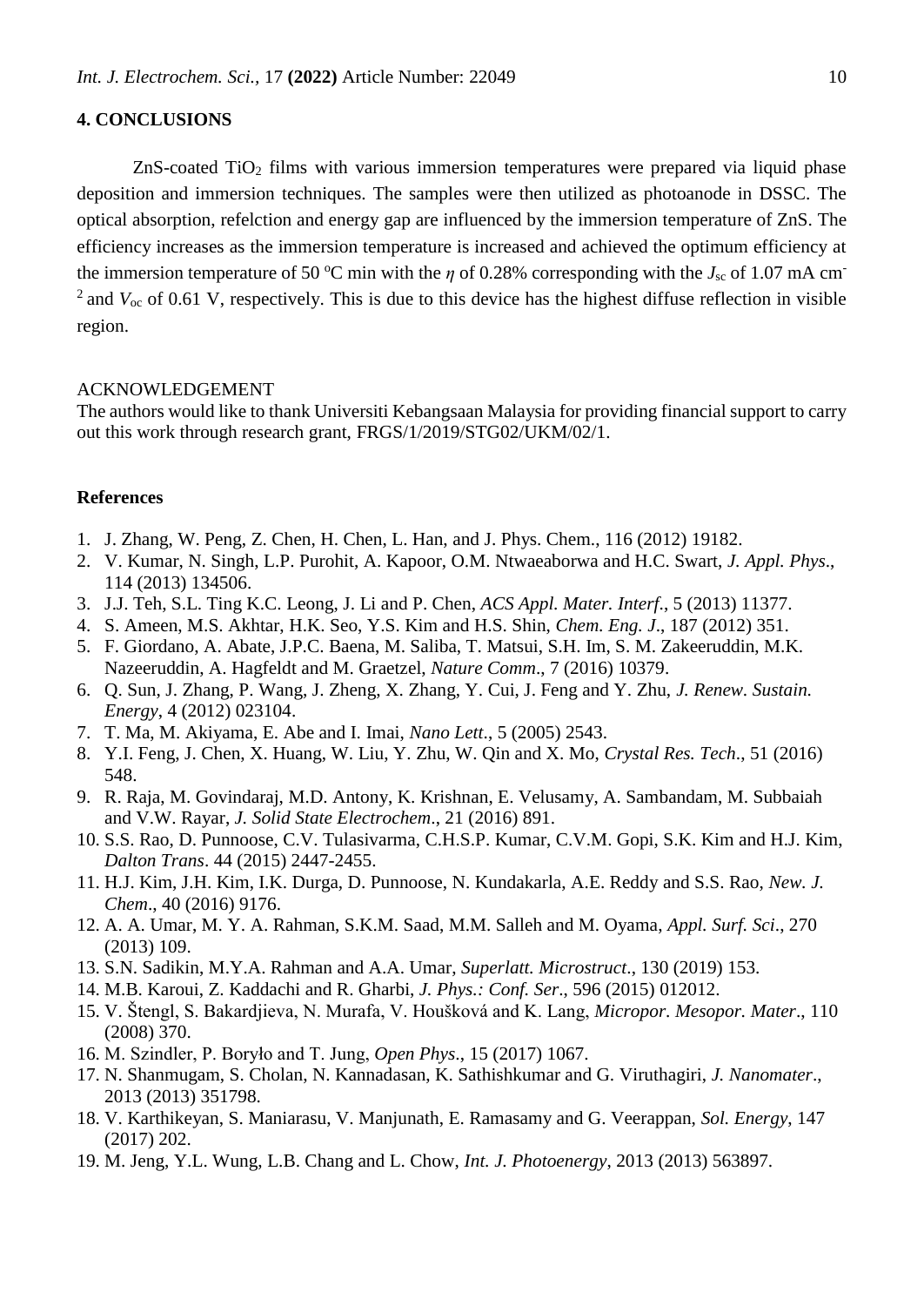## 4. CONCLUSIONS

ZnS-coated $TiO_2$ films with various immersion temperatures were prepared via liquid phase deposition and immersion techniques. The samples were then utilized as photoanode in DSSC. The optical absorption, refelction and energy gap are influenced by the immersion temperature of ZnS. The efficiency increases as the immersion temperature is increased and achieved the optimum efficiency at the immersion temperature of 50 $^{o}$C min with the $\eta$ of 0.28% corresponding with the $J_{sc}$ of 1.07 mA cm$^{-2}$ and $V_{oc}$ of 0.61 V, respectively. This is due to this device has the highest diffuse reflection in visible region.

ACKNOWLEDGEMENT

The authors would like to thank Universiti Kebangsaan Malaysia for providing financial support to carry out this work through research grant, FRGS/1/2019/STG02/UKM/02/1.

### References

1. J. Zhang, W. Peng, Z. Chen, H. Chen, L. Han, and J. Phys. Chem., 116 (2012) 19182.
2. V. Kumar, N. Singh, L.P. Purohit, A. Kapoor, O.M. Ntwaeaborwa and H.C. Swart, *J. Appl. Phys*., 114 (2013) 134506.
3. J.J. Teh, S.L. Ting K.C. Leong, J. Li and P. Chen, *ACS Appl. Mater. Interf*., 5 (2013) 11377.
4. S. Ameen, M.S. Akhtar, H.K. Seo, Y.S. Kim and H.S. Shin, *Chem. Eng. J*., 187 (2012) 351.
5. F. Giordano, A. Abate, J.P.C. Baena, M. Saliba, T. Matsui, S.H. Im, S. M. Zakeeruddin, M.K. Nazeeruddin, A. Hagfeldt and M. Graetzel, *Nature Comm*., 7 (2016) 10379.
6. Q. Sun, J. Zhang, P. Wang, J. Zheng, X. Zhang, Y. Cui, J. Feng and Y. Zhu, *J. Renew. Sustain. Energy*, 4 (2012) 023104.
7. T. Ma, M. Akiyama, E. Abe and I. Imai, *Nano Lett*., 5 (2005) 2543.
8. Y.I. Feng, J. Chen, X. Huang, W. Liu, Y. Zhu, W. Qin and X. Mo, *Crystal Res. Tech*., 51 (2016) 548.
9. R. Raja, M. Govindaraj, M.D. Antony, K. Krishnan, E. Velusamy, A. Sambandam, M. Subbaiah and V.W. Rayar, *J. Solid State Electrochem*., 21 (2016) 891.
10. S.S. Rao, D. Punnoose, C.V. Tulasivarma, C.H.S.P. Kumar, C.V.M. Gopi, S.K. Kim and H.J. Kim, *Dalton Trans*. 44 (2015) 2447-2455.
11. H.J. Kim, J.H. Kim, I.K. Durga, D. Punnoose, N. Kundakarla, A.E. Reddy and S.S. Rao, *New. J. Chem*., 40 (2016) 9176.
12. A. A. Umar, M. Y. A. Rahman, S.K.M. Saad, M.M. Salleh and M. Oyama, *Appl. Surf. Sci*., 270 (2013) 109.
13. S.N. Sadikin, M.Y.A. Rahman and A.A. Umar, *Superlatt. Microstruct*., 130 (2019) 153.
14. M.B. Karoui, Z. Kaddachi and R. Gharbi, *J. Phys.: Conf. Ser*., 596 (2015) 012012.
15. V. Štengl, S. Bakardjieva, N. Murafa, V. Houšková and K. Lang, *Micropor. Mesopor. Mater*., 110 (2008) 370.
16. M. Szindler, P. Boryło and T. Jung, *Open Phys*., 15 (2017) 1067.
17. N. Shanmugam, S. Cholan, N. Kannadasan, K. Sathishkumar and G. Viruthagiri, *J. Nanomater*., 2013 (2013) 351798.
18. V. Karthikeyan, S. Maniarasu, V. Manjunath, E. Ramasamy and G. Veerappan, *Sol. Energy*, 147 (2017) 202.
19. M. Jeng, Y.L. Wung, L.B. Chang and L. Chow, *Int. J. Photoenergy*, 2013 (2013) 563897.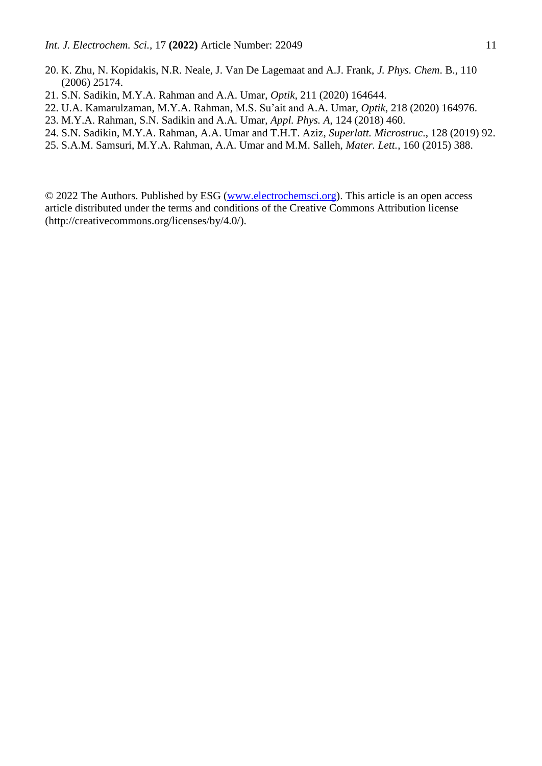20. K. Zhu, N. Kopidakis, N.R. Neale, J. Van De Lagemaat and A.J. Frank, *J. Phys. Chem*. B., 110 (2006) 25174.
21. S.N. Sadikin, M.Y.A. Rahman and A.A. Umar, *Optik*, 211 (2020) 164644.
22. U.A. Kamarulzaman, M.Y.A. Rahman, M.S. Su'ait and A.A. Umar, *Optik*, 218 (2020) 164976.
23. M.Y.A. Rahman, S.N. Sadikin and A.A. Umar, *Appl. Phys. A*, 124 (2018) 460.
24. S.N. Sadikin, M.Y.A. Rahman, A.A. Umar and T.H.T. Aziz, *Superlatt. Microstruc*., 128 (2019) 92.
25. S.A.M. Samsuri, M.Y.A. Rahman, A.A. Umar and M.M. Salleh, *Mater. Lett.*, 160 (2015) 388.

© 2022 The Authors. Published by ESG (www.electrochemsci.org). This article is an open access article distributed under the terms and conditions of the Creative Commons Attribution license (http://creativecommons.org/licenses/by/4.0/).